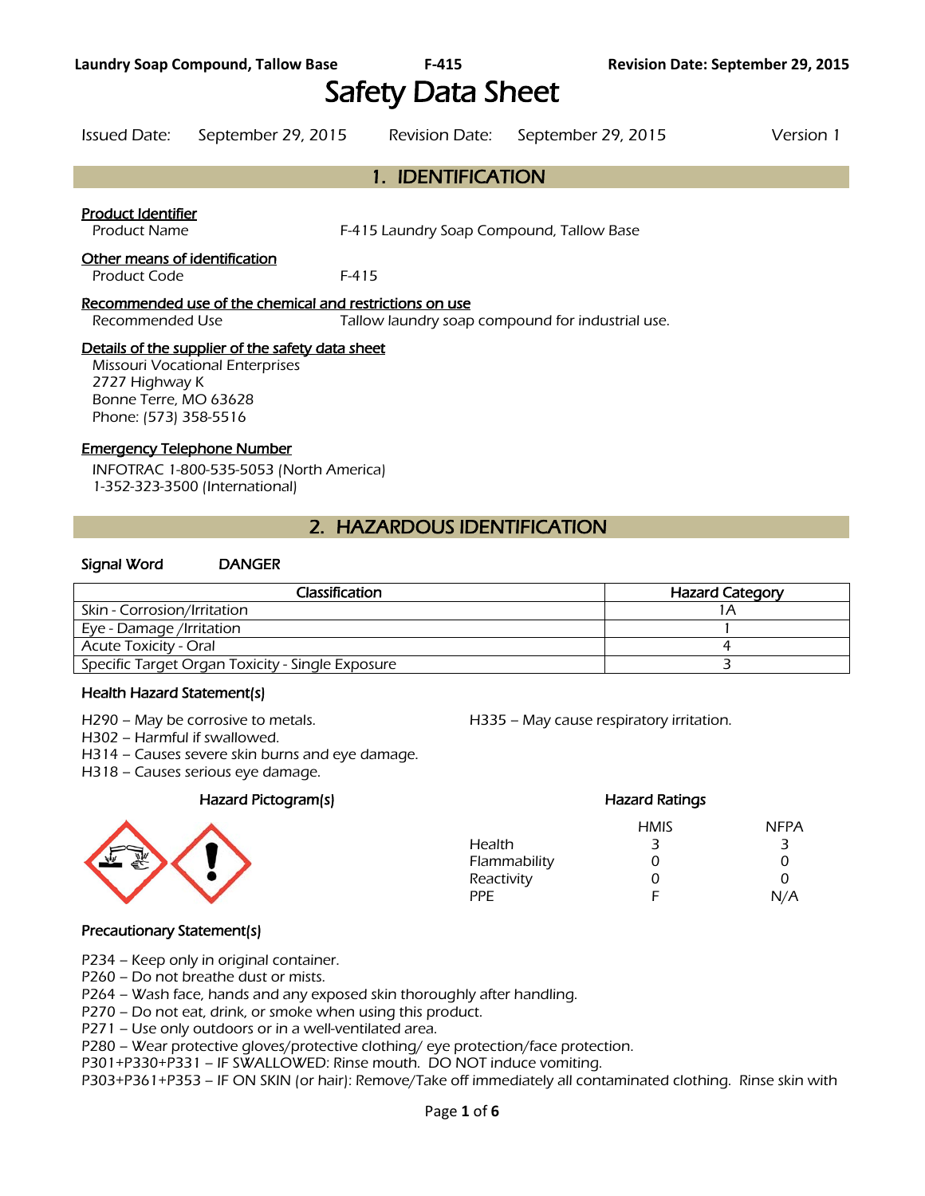# Safety Data Sheet

Issued Date: September 29, 2015 Revision Date: September 29, 2015 Version 1

## 1. IDENTIFICATION

**Product Identifier**

Product Name F-415 Laundry Soap Compound, Tallow Base

**Other means of identification**

Product Code F-415

**Recommended use of the chemical and restrictions on use**

Recommended Use Tallow laundry soap compound for industrial use.

**Details of the supplier of the safety data sheet**

Missouri Vocational Enterprises
2727 Highway K
Bonne Terre, MO 63628
Phone: (573) 358-5516

**Emergency Telephone Number**

INFOTRAC 1-800-535-5053 (North America)
1-352-323-3500 (International)

## 2. HAZARDOUS IDENTIFICATION

**Signal Word** DANGER

| Classification | Hazard Category |
|---|---|
| Skin - Corrosion/Irritation | 1A |
| Eye - Damage /Irritation | 1 |
| Acute Toxicity - Oral | 4 |
| Specific Target Organ Toxicity - Single Exposure | 3 |

### Health Hazard Statement(s)

H290 – May be corrosive to metals.
H302 – Harmful if swallowed.
H314 – Causes severe skin burns and eye damage.
H318 – Causes serious eye damage.
H335 – May cause respiratory irritation.

### Hazard Pictogram(s)

### Hazard Ratings

| | HMIS | NFPA |
|---|---|---|
| Health | 3 | 3 |
| Flammability | 0 | 0 |
| Reactivity | 0 | 0 |
| PPE | F | N/A |

### Precautionary Statement(s)

P234 – Keep only in original container.
P260 – Do not breathe dust or mists.
P264 – Wash face, hands and any exposed skin thoroughly after handling.
P270 – Do not eat, drink, or smoke when using this product.
P271 – Use only outdoors or in a well-ventilated area.
P280 – Wear protective gloves/protective clothing/ eye protection/face protection.
P301+P330+P331 – IF SWALLOWED: Rinse mouth. DO NOT induce vomiting.
P303+P361+P353 – IF ON SKIN (or hair): Remove/Take off immediately all contaminated clothing. Rinse skin with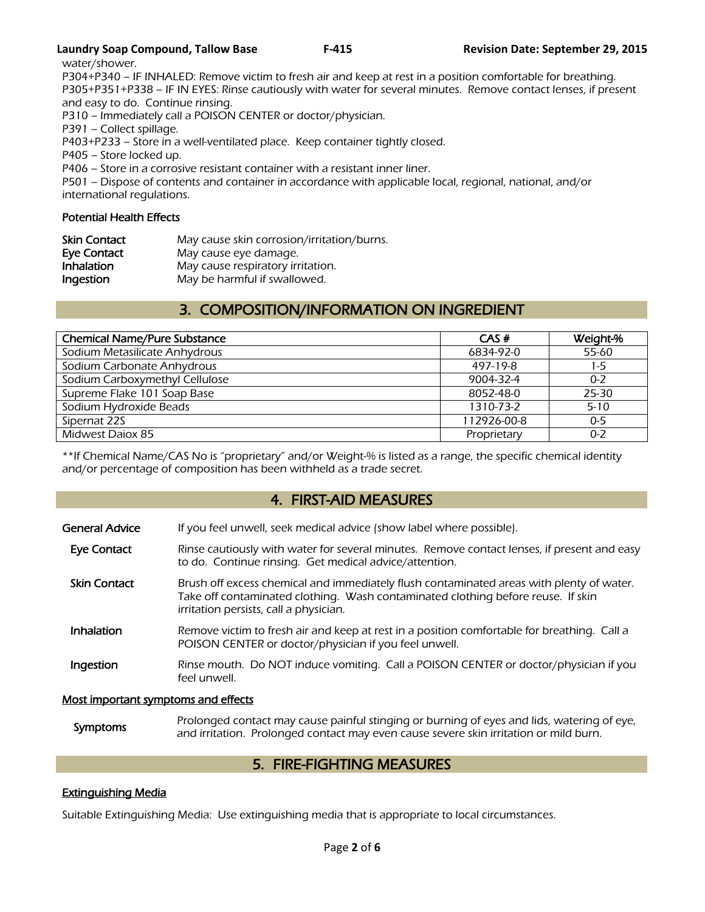water/shower.

P304+P340 – IF INHALED: Remove victim to fresh air and keep at rest in a position comfortable for breathing.
P305+P351+P338 – IF IN EYES: Rinse cautiously with water for several minutes. Remove contact lenses, if present and easy to do. Continue rinsing.
P310 – Immediately call a POISON CENTER or doctor/physician.
P391 – Collect spillage.
P403+P233 – Store in a well-ventilated place. Keep container tightly closed.
P405 – Store locked up.
P406 – Store in a corrosive resistant container with a resistant inner liner.
P501 – Dispose of contents and container in accordance with applicable local, regional, national, and/or international regulations.

### Potential Health Effects

| | |
|---|---|
| **Skin Contact** | May cause skin corrosion/irritation/burns. |
| **Eye Contact** | May cause eye damage. |
| **Inhalation** | May cause respiratory irritation. |
| **Ingestion** | May be harmful if swallowed. |

## 3. COMPOSITION/INFORMATION ON INGREDIENT

| Chemical Name/Pure Substance | CAS # | Weight-% |
|---|---|---|
| Sodium Metasilicate Anhydrous | 6834-92-0 | 55-60 |
| Sodium Carbonate Anhydrous | 497-19-8 | 1-5 |
| Sodium Carboxymethyl Cellulose | 9004-32-4 | 0-2 |
| Supreme Flake 101 Soap Base | 8052-48-0 | 25-30 |
| Sodium Hydroxide Beads | 1310-73-2 | 5-10 |
| Sipernat 22S | 112926-00-8 | 0-5 |
| Midwest Daiox 85 | Proprietary | 0-2 |

**If Chemical Name/CAS No is "proprietary" and/or Weight-% is listed as a range, the specific chemical identity and/or percentage of composition has been withheld as a trade secret.

## 4. FIRST-AID MEASURES

**General Advice** If you feel unwell, seek medical advice (show label where possible).

**Eye Contact** Rinse cautiously with water for several minutes. Remove contact lenses, if present and easy to do. Continue rinsing. Get medical advice/attention.

**Skin Contact** Brush off excess chemical and immediately flush contaminated areas with plenty of water. Take off contaminated clothing. Wash contaminated clothing before reuse. If skin irritation persists, call a physician.

**Inhalation** Remove victim to fresh air and keep at rest in a position comfortable for breathing. Call a POISON CENTER or doctor/physician if you feel unwell.

**Ingestion** Rinse mouth. Do NOT induce vomiting. Call a POISON CENTER or doctor/physician if you feel unwell.

### Most important symptoms and effects

**Symptoms** Prolonged contact may cause painful stinging or burning of eyes and lids, watering of eye, and irritation. Prolonged contact may even cause severe skin irritation or mild burn.

## 5. FIRE-FIGHTING MEASURES

### Extinguishing Media

Suitable Extinguishing Media: Use extinguishing media that is appropriate to local circumstances.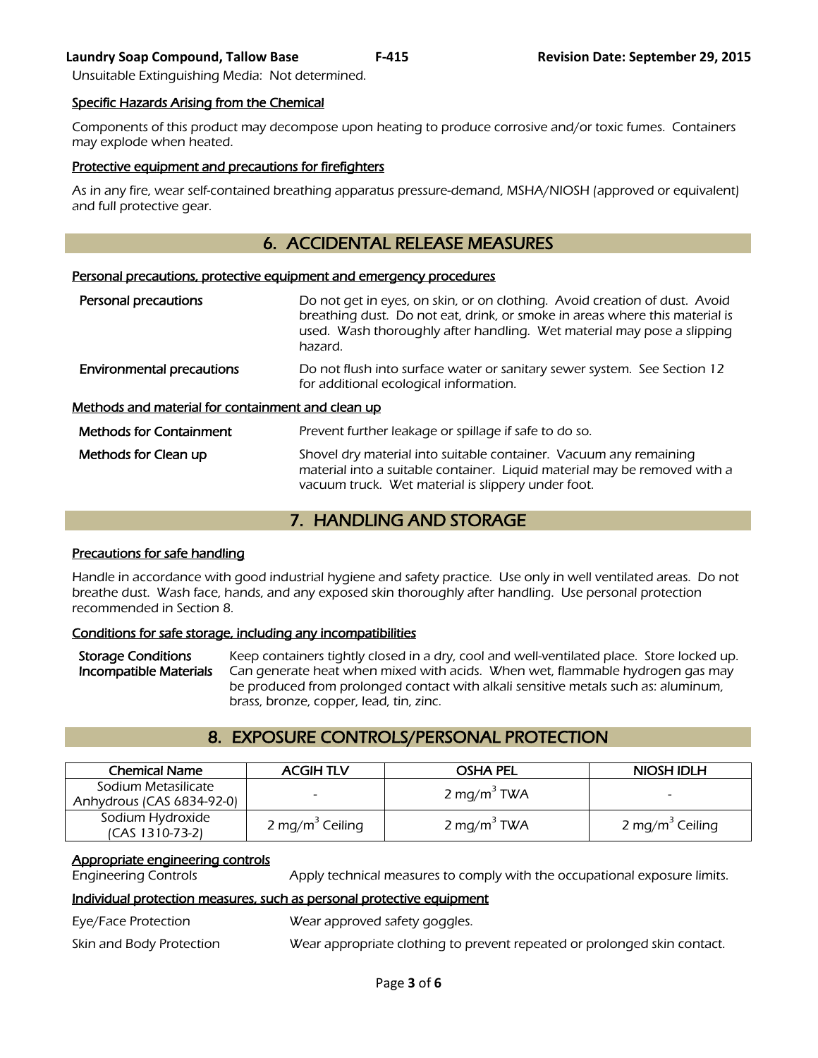Unsuitable Extinguishing Media: Not determined.

### Specific Hazards Arising from the Chemical

Components of this product may decompose upon heating to produce corrosive and/or toxic fumes. Containers may explode when heated.

### Protective equipment and precautions for firefighters

As in any fire, wear self-contained breathing apparatus pressure-demand, MSHA/NIOSH (approved or equivalent) and full protective gear.

## 6. ACCIDENTAL RELEASE MEASURES

### Personal precautions, protective equipment and emergency procedures

**Personal precautions** — Do not get in eyes, on skin, or on clothing. Avoid creation of dust. Avoid breathing dust. Do not eat, drink, or smoke in areas where this material is used. Wash thoroughly after handling. Wet material may pose a slipping hazard.

**Environmental precautions** — Do not flush into surface water or sanitary sewer system. See Section 12 for additional ecological information.

### Methods and material for containment and clean up

**Methods for Containment** — Prevent further leakage or spillage if safe to do so.

**Methods for Clean up** — Shovel dry material into suitable container. Vacuum any remaining material into a suitable container. Liquid material may be removed with a vacuum truck. Wet material is slippery under foot.

## 7. HANDLING AND STORAGE

### Precautions for safe handling

Handle in accordance with good industrial hygiene and safety practice. Use only in well ventilated areas. Do not breathe dust. Wash face, hands, and any exposed skin thoroughly after handling. Use personal protection recommended in Section 8.

### Conditions for safe storage, including any incompatibilities

**Storage Conditions** — Keep containers tightly closed in a dry, cool and well-ventilated place. Store locked up.

**Incompatible Materials** — Can generate heat when mixed with acids. When wet, flammable hydrogen gas may be produced from prolonged contact with alkali sensitive metals such as: aluminum, brass, bronze, copper, lead, tin, zinc.

## 8. EXPOSURE CONTROLS/PERSONAL PROTECTION

| Chemical Name | ACGIH TLV | OSHA PEL | NIOSH IDLH |
|---|---|---|---|
| Sodium Metasilicate Anhydrous (CAS 6834-92-0) | - | 2 mg/m$^3$ TWA | - |
| Sodium Hydroxide (CAS 1310-73-2) | 2 mg/m$^3$ Ceiling | 2 mg/m$^3$ TWA | 2 mg/m$^3$ Ceiling |

### Appropriate engineering controls

Engineering Controls — Apply technical measures to comply with the occupational exposure limits.

### Individual protection measures, such as personal protective equipment

Eye/Face Protection — Wear approved safety goggles.

Skin and Body Protection — Wear appropriate clothing to prevent repeated or prolonged skin contact.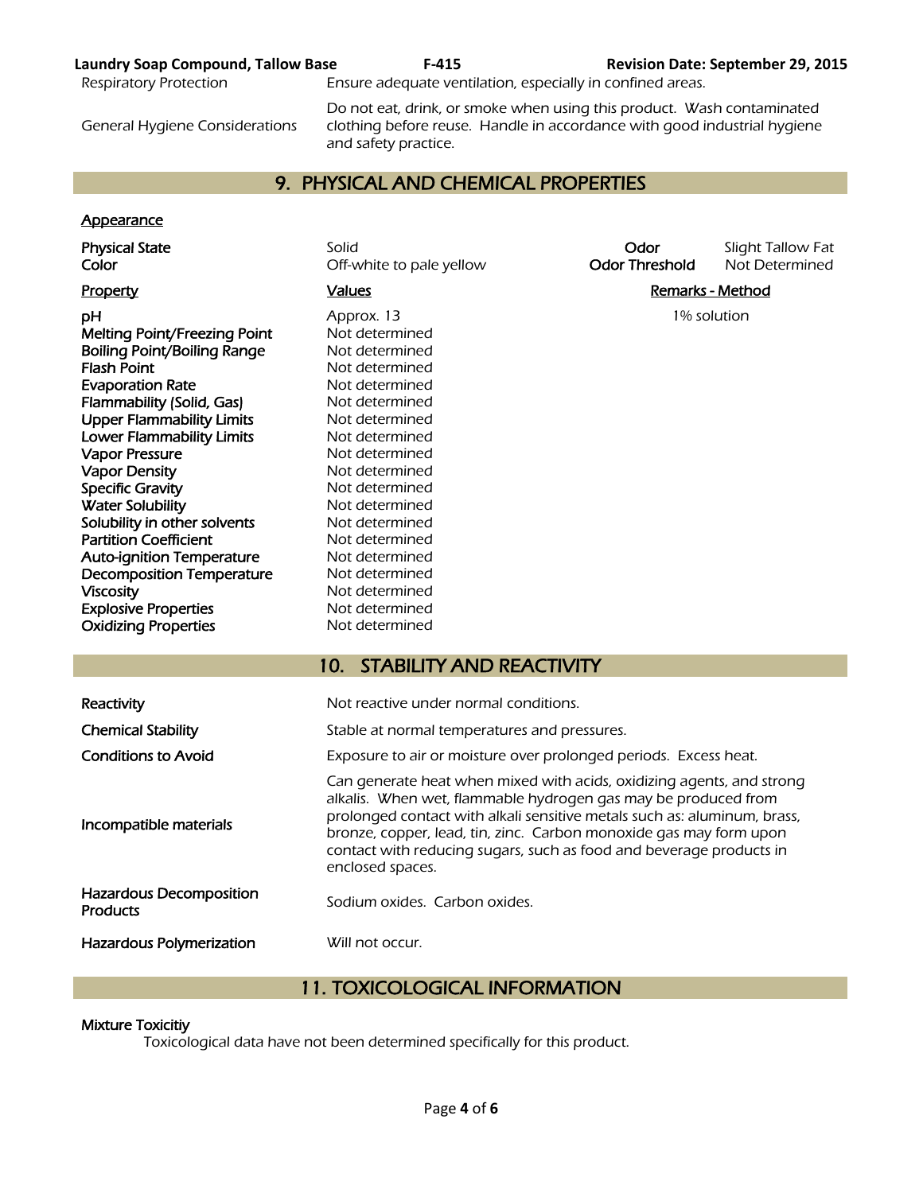| | |
|---|---|
| Respiratory Protection | Ensure adequate ventilation, especially in confined areas. |
| General Hygiene Considerations | Do not eat, drink, or smoke when using this product. Wash contaminated clothing before reuse. Handle in accordance with good industrial hygiene and safety practice. |

## 9. PHYSICAL AND CHEMICAL PROPERTIES

**Appearance**

| | | | |
|---|---|---|---|
| **Physical State** | Solid | **Odor** | Slight Tallow Fat |
| **Color** | Off-white to pale yellow | **Odor Threshold** | Not Determined |

| Property | Values | Remarks - Method |
|---|---|---|
| **pH** | Approx. 13 | 1% solution |
| **Melting Point/Freezing Point** | Not determined | |
| **Boiling Point/Boiling Range** | Not determined | |
| **Flash Point** | Not determined | |
| **Evaporation Rate** | Not determined | |
| **Flammability (Solid, Gas)** | Not determined | |
| **Upper Flammability Limits** | Not determined | |
| **Lower Flammability Limits** | Not determined | |
| **Vapor Pressure** | Not determined | |
| **Vapor Density** | Not determined | |
| **Specific Gravity** | Not determined | |
| **Water Solubility** | Not determined | |
| **Solubility in other solvents** | Not determined | |
| **Partition Coefficient** | Not determined | |
| **Auto-ignition Temperature** | Not determined | |
| **Decomposition Temperature** | Not determined | |
| **Viscosity** | Not determined | |
| **Explosive Properties** | Not determined | |
| **Oxidizing Properties** | Not determined | |

## 10. STABILITY AND REACTIVITY

| | |
|---|---|
| **Reactivity** | Not reactive under normal conditions. |
| **Chemical Stability** | Stable at normal temperatures and pressures. |
| **Conditions to Avoid** | Exposure to air or moisture over prolonged periods. Excess heat. |
| **Incompatible materials** | Can generate heat when mixed with acids, oxidizing agents, and strong alkalis. When wet, flammable hydrogen gas may be produced from prolonged contact with alkali sensitive metals such as: aluminum, brass, bronze, copper, lead, tin, zinc. Carbon monoxide gas may form upon contact with reducing sugars, such as food and beverage products in enclosed spaces. |
| **Hazardous Decomposition Products** | Sodium oxides. Carbon oxides. |
| **Hazardous Polymerization** | Will not occur. |

## 11. TOXICOLOGICAL INFORMATION

**Mixture Toxicitiy**

Toxicological data have not been determined specifically for this product.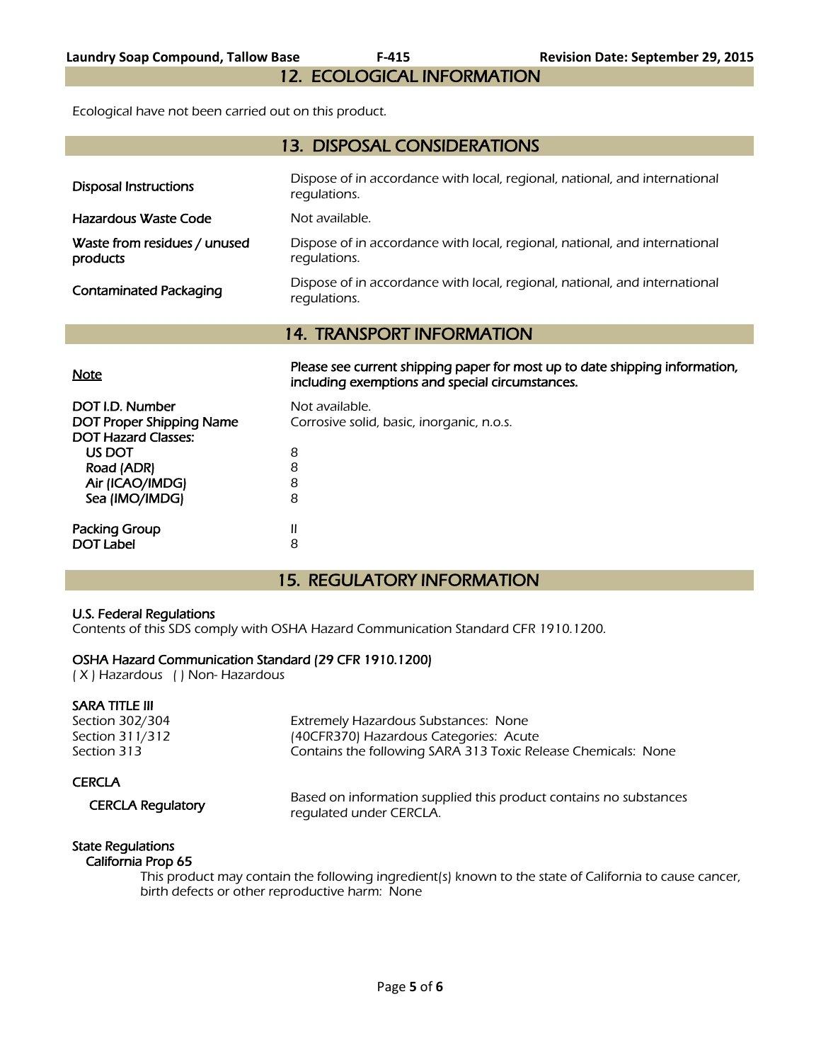## 12. ECOLOGICAL INFORMATION

Ecological have not been carried out on this product.

## 13. DISPOSAL CONSIDERATIONS

| | |
|---|---|
| Disposal Instructions | Dispose of in accordance with local, regional, national, and international regulations. |
| Hazardous Waste Code | Not available. |
| Waste from residues / unused products | Dispose of in accordance with local, regional, national, and international regulations. |
| Contaminated Packaging | Dispose of in accordance with local, regional, national, and international regulations. |

## 14. TRANSPORT INFORMATION

| | |
|---|---|
| Note | **Please see current shipping paper for most up to date shipping information, including exemptions and special circumstances.** |
| DOT I.D. Number | Not available. |
| DOT Proper Shipping Name | Corrosive solid, basic, inorganic, n.o.s. |
| DOT Hazard Classes: | |
| US DOT | 8 |
| Road (ADR) | 8 |
| Air (ICAO/IMDG) | 8 |
| Sea (IMO/IMDG) | 8 |
| Packing Group | II |
| DOT Label | 8 |

## 15. REGULATORY INFORMATION

**U.S. Federal Regulations**
Contents of this SDS comply with OSHA Hazard Communication Standard CFR 1910.1200.

**OSHA Hazard Communication Standard (29 CFR 1910.1200)**
( X ) Hazardous ( ) Non- Hazardous

**SARA TITLE III**

| | |
|---|---|
| Section 302/304 | Extremely Hazardous Substances: None |
| Section 311/312 | (40CFR370) Hazardous Categories: Acute |
| Section 313 | Contains the following SARA 313 Toxic Release Chemicals: None |

**CERCLA**

| | |
|---|---|
| CERCLA Regulatory | Based on information supplied this product contains no substances regulated under CERCLA. |

**State Regulations**

**California Prop 65**

This product may contain the following ingredient(s) known to the state of California to cause cancer, birth defects or other reproductive harm: None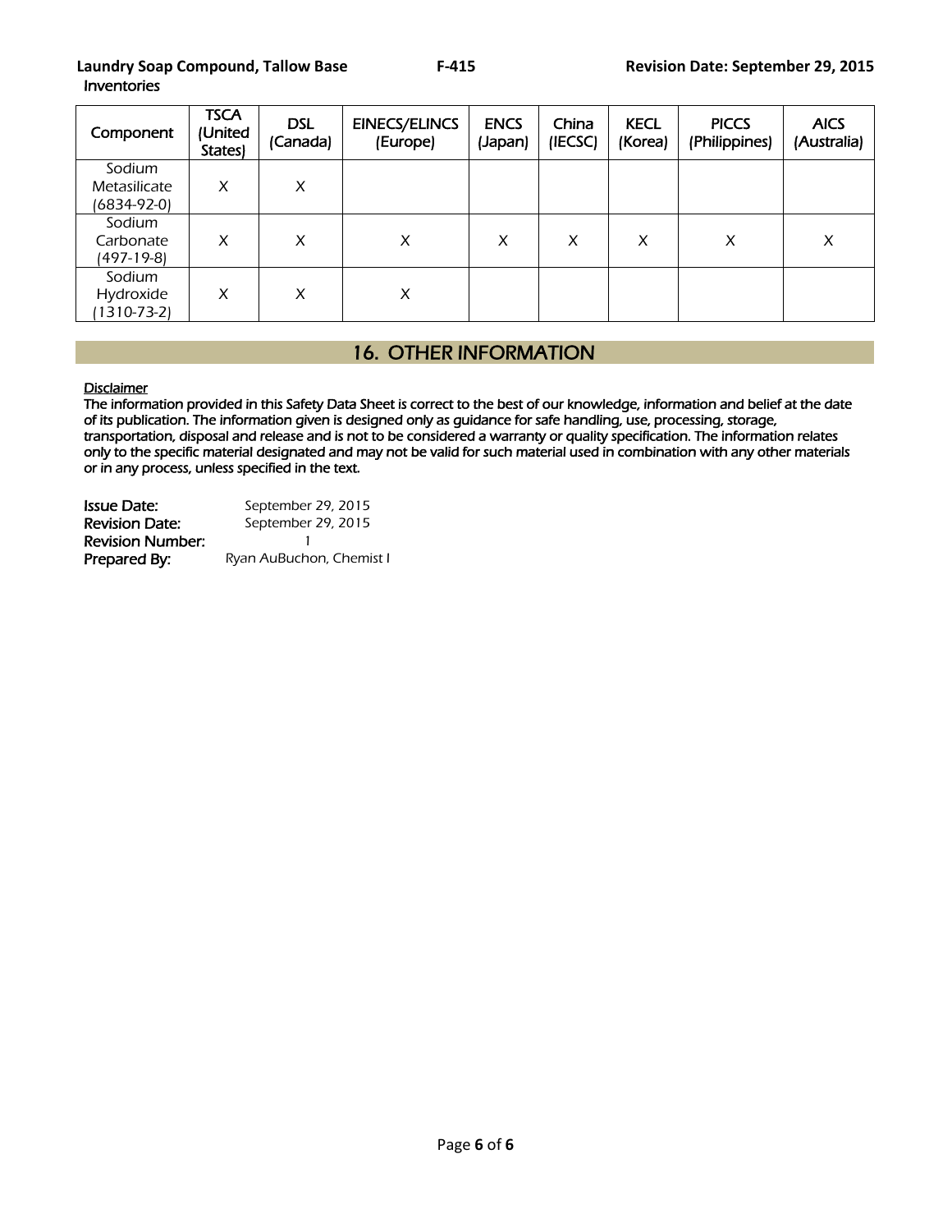Inventories

| Component | TSCA (United States) | DSL (Canada) | EINECS/ELINCS (Europe) | ENCS (Japan) | China (IECSC) | KECL (Korea) | PICCS (Philippines) | AICS (Australia) |
|---|---|---|---|---|---|---|---|---|
| Sodium Metasilicate (6834-92-0) | X | X | | | | | | |
| Sodium Carbonate (497-19-8) | X | X | X | X | X | X | X | X |
| Sodium Hydroxide (1310-73-2) | X | X | X | | | | | |

## 16. OTHER INFORMATION

Disclaimer

The information provided in this Safety Data Sheet is correct to the best of our knowledge, information and belief at the date of its publication. The information given is designed only as guidance for safe handling, use, processing, storage, transportation, disposal and release and is not to be considered a warranty or quality specification. The information relates only to the specific material designated and may not be valid for such material used in combination with any other materials or in any process, unless specified in the text.

**Issue Date:** September 29, 2015
**Revision Date:** September 29, 2015
**Revision Number:** 1
**Prepared By:** Ryan AuBuchon, Chemist I